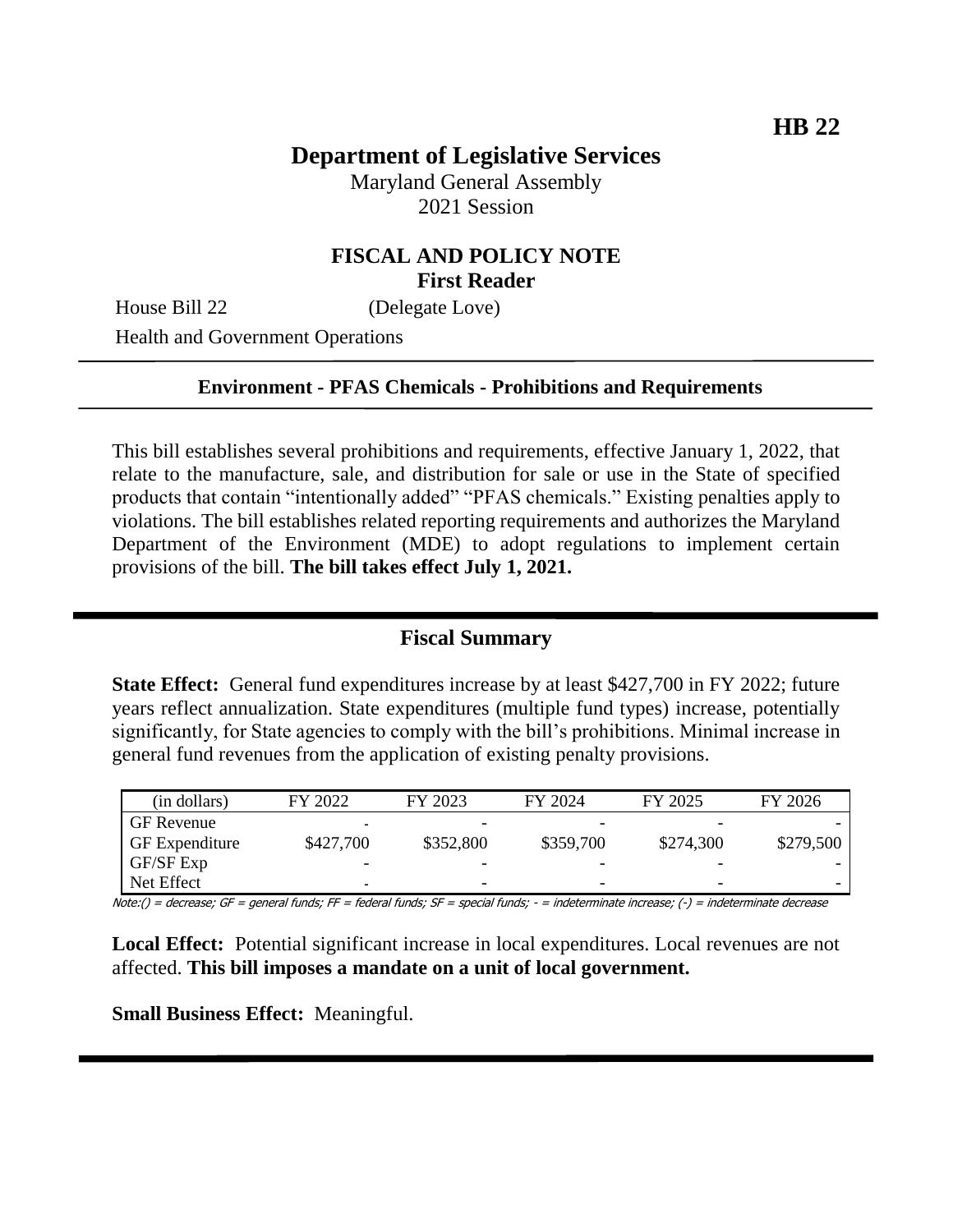**HB 22**

# Department of Legislative Services

Maryland General Assembly
2021 Session

## FISCAL AND POLICY NOTE
**First Reader**

House Bill 22 (Delegate Love)

Health and Government Operations

---

**Environment - PFAS Chemicals - Prohibitions and Requirements**

---

This bill establishes several prohibitions and requirements, effective January 1, 2022, that relate to the manufacture, sale, and distribution for sale or use in the State of specified products that contain "intentionally added" "PFAS chemicals." Existing penalties apply to violations. The bill establishes related reporting requirements and authorizes the Maryland Department of the Environment (MDE) to adopt regulations to implement certain provisions of the bill. **The bill takes effect July 1, 2021.**

---

## Fiscal Summary

**State Effect:** General fund expenditures increase by at least $427,700 in FY 2022; future years reflect annualization. State expenditures (multiple fund types) increase, potentially significantly, for State agencies to comply with the bill's prohibitions. Minimal increase in general fund revenues from the application of existing penalty provisions.

| (in dollars) | FY 2022 | FY 2023 | FY 2024 | FY 2025 | FY 2026 |
|---|---|---|---|---|---|
| GF Revenue | - | - | - | - | - |
| GF Expenditure | $427,700 | $352,800 | $359,700 | $274,300 | $279,500 |
| GF/SF Exp | - | - | - | - | - |
| Net Effect | - | - | - | - | - |

Note:() = decrease; GF = general funds; FF = federal funds; SF = special funds; - = indeterminate increase; (-) = indeterminate decrease

**Local Effect:** Potential significant increase in local expenditures. Local revenues are not affected. **This bill imposes a mandate on a unit of local government.**

**Small Business Effect:** Meaningful.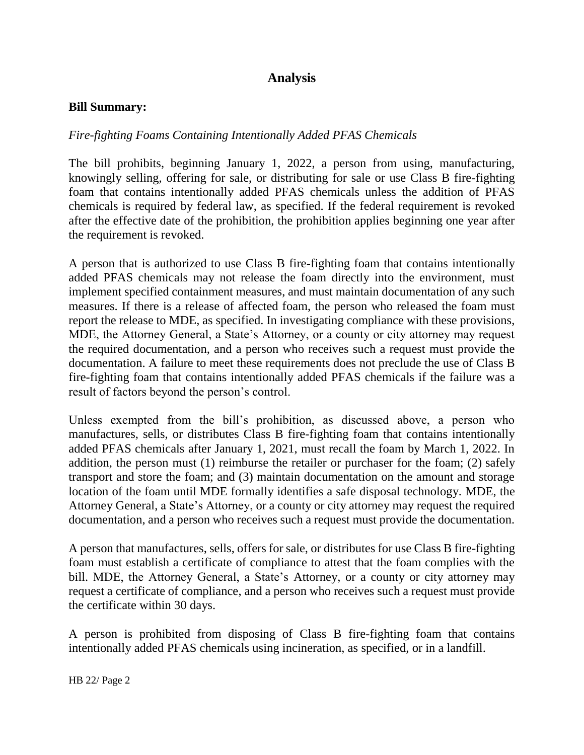# Analysis

**Bill Summary:**

*Fire-fighting Foams Containing Intentionally Added PFAS Chemicals*

The bill prohibits, beginning January 1, 2022, a person from using, manufacturing, knowingly selling, offering for sale, or distributing for sale or use Class B fire-fighting foam that contains intentionally added PFAS chemicals unless the addition of PFAS chemicals is required by federal law, as specified. If the federal requirement is revoked after the effective date of the prohibition, the prohibition applies beginning one year after the requirement is revoked.

A person that is authorized to use Class B fire-fighting foam that contains intentionally added PFAS chemicals may not release the foam directly into the environment, must implement specified containment measures, and must maintain documentation of any such measures. If there is a release of affected foam, the person who released the foam must report the release to MDE, as specified. In investigating compliance with these provisions, MDE, the Attorney General, a State's Attorney, or a county or city attorney may request the required documentation, and a person who receives such a request must provide the documentation. A failure to meet these requirements does not preclude the use of Class B fire-fighting foam that contains intentionally added PFAS chemicals if the failure was a result of factors beyond the person's control.

Unless exempted from the bill's prohibition, as discussed above, a person who manufactures, sells, or distributes Class B fire-fighting foam that contains intentionally added PFAS chemicals after January 1, 2021, must recall the foam by March 1, 2022. In addition, the person must (1) reimburse the retailer or purchaser for the foam; (2) safely transport and store the foam; and (3) maintain documentation on the amount and storage location of the foam until MDE formally identifies a safe disposal technology. MDE, the Attorney General, a State's Attorney, or a county or city attorney may request the required documentation, and a person who receives such a request must provide the documentation.

A person that manufactures, sells, offers for sale, or distributes for use Class B fire-fighting foam must establish a certificate of compliance to attest that the foam complies with the bill. MDE, the Attorney General, a State's Attorney, or a county or city attorney may request a certificate of compliance, and a person who receives such a request must provide the certificate within 30 days.

A person is prohibited from disposing of Class B fire-fighting foam that contains intentionally added PFAS chemicals using incineration, as specified, or in a landfill.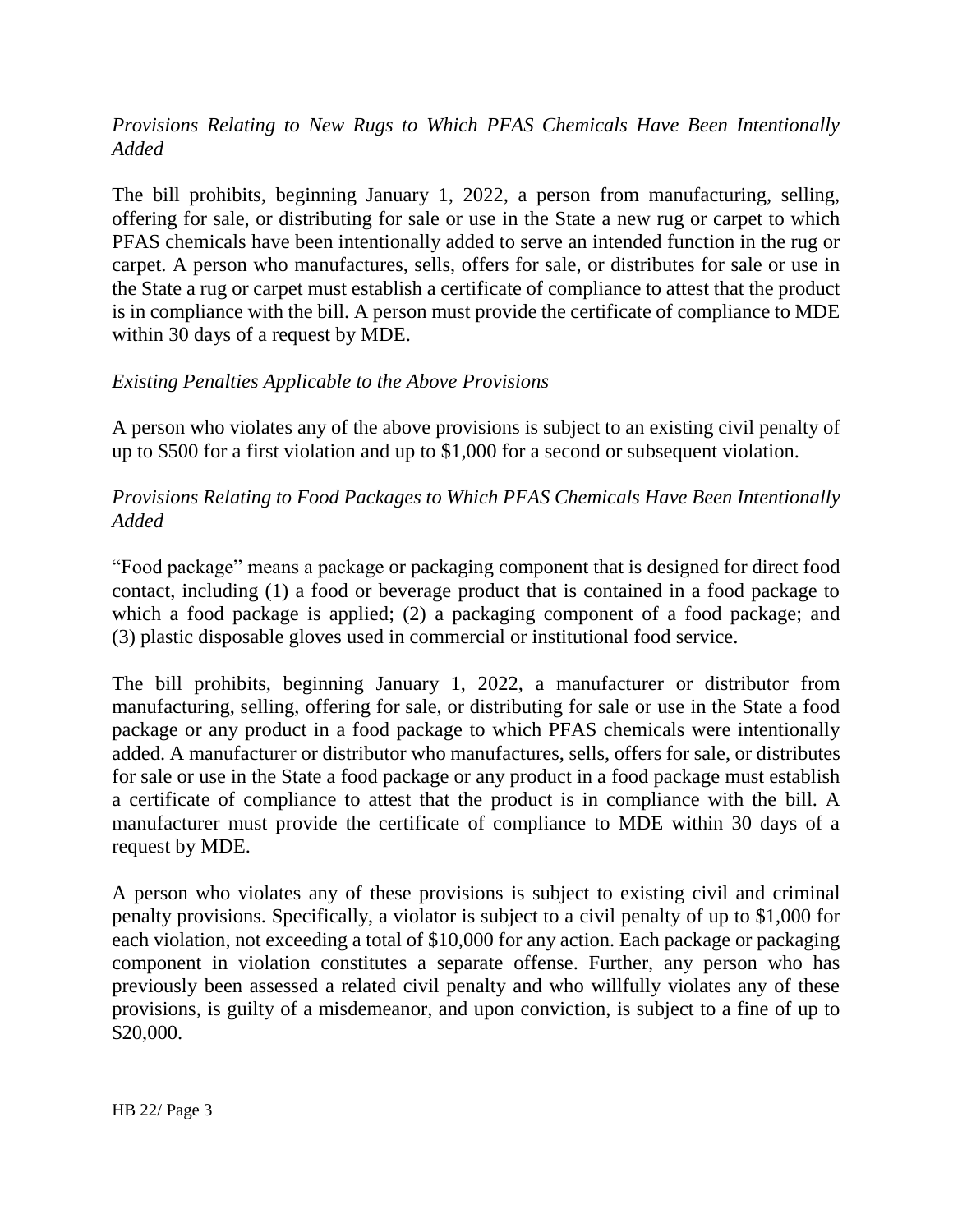*Provisions Relating to New Rugs to Which PFAS Chemicals Have Been Intentionally Added*

The bill prohibits, beginning January 1, 2022, a person from manufacturing, selling, offering for sale, or distributing for sale or use in the State a new rug or carpet to which PFAS chemicals have been intentionally added to serve an intended function in the rug or carpet. A person who manufactures, sells, offers for sale, or distributes for sale or use in the State a rug or carpet must establish a certificate of compliance to attest that the product is in compliance with the bill. A person must provide the certificate of compliance to MDE within 30 days of a request by MDE.

*Existing Penalties Applicable to the Above Provisions*

A person who violates any of the above provisions is subject to an existing civil penalty of up to $500 for a first violation and up to $1,000 for a second or subsequent violation.

*Provisions Relating to Food Packages to Which PFAS Chemicals Have Been Intentionally Added*

"Food package" means a package or packaging component that is designed for direct food contact, including (1) a food or beverage product that is contained in a food package to which a food package is applied; (2) a packaging component of a food package; and (3) plastic disposable gloves used in commercial or institutional food service.

The bill prohibits, beginning January 1, 2022, a manufacturer or distributor from manufacturing, selling, offering for sale, or distributing for sale or use in the State a food package or any product in a food package to which PFAS chemicals were intentionally added. A manufacturer or distributor who manufactures, sells, offers for sale, or distributes for sale or use in the State a food package or any product in a food package must establish a certificate of compliance to attest that the product is in compliance with the bill. A manufacturer must provide the certificate of compliance to MDE within 30 days of a request by MDE.

A person who violates any of these provisions is subject to existing civil and criminal penalty provisions. Specifically, a violator is subject to a civil penalty of up to $1,000 for each violation, not exceeding a total of $10,000 for any action. Each package or packaging component in violation constitutes a separate offense. Further, any person who has previously been assessed a related civil penalty and who willfully violates any of these provisions, is guilty of a misdemeanor, and upon conviction, is subject to a fine of up to $20,000.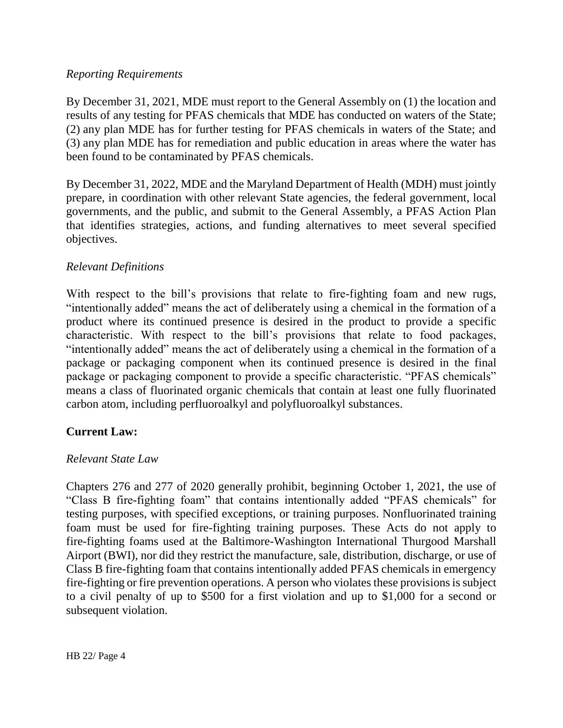*Reporting Requirements*

By December 31, 2021, MDE must report to the General Assembly on (1) the location and results of any testing for PFAS chemicals that MDE has conducted on waters of the State; (2) any plan MDE has for further testing for PFAS chemicals in waters of the State; and (3) any plan MDE has for remediation and public education in areas where the water has been found to be contaminated by PFAS chemicals.

By December 31, 2022, MDE and the Maryland Department of Health (MDH) must jointly prepare, in coordination with other relevant State agencies, the federal government, local governments, and the public, and submit to the General Assembly, a PFAS Action Plan that identifies strategies, actions, and funding alternatives to meet several specified objectives.

*Relevant Definitions*

With respect to the bill's provisions that relate to fire-fighting foam and new rugs, "intentionally added" means the act of deliberately using a chemical in the formation of a product where its continued presence is desired in the product to provide a specific characteristic. With respect to the bill's provisions that relate to food packages, "intentionally added" means the act of deliberately using a chemical in the formation of a package or packaging component when its continued presence is desired in the final package or packaging component to provide a specific characteristic. "PFAS chemicals" means a class of fluorinated organic chemicals that contain at least one fully fluorinated carbon atom, including perfluoroalkyl and polyfluoroalkyl substances.

**Current Law:**

*Relevant State Law*

Chapters 276 and 277 of 2020 generally prohibit, beginning October 1, 2021, the use of "Class B fire-fighting foam" that contains intentionally added "PFAS chemicals" for testing purposes, with specified exceptions, or training purposes. Nonfluorinated training foam must be used for fire-fighting training purposes. These Acts do not apply to fire-fighting foams used at the Baltimore-Washington International Thurgood Marshall Airport (BWI), nor did they restrict the manufacture, sale, distribution, discharge, or use of Class B fire-fighting foam that contains intentionally added PFAS chemicals in emergency fire-fighting or fire prevention operations. A person who violates these provisions is subject to a civil penalty of up to $500 for a first violation and up to $1,000 for a second or subsequent violation.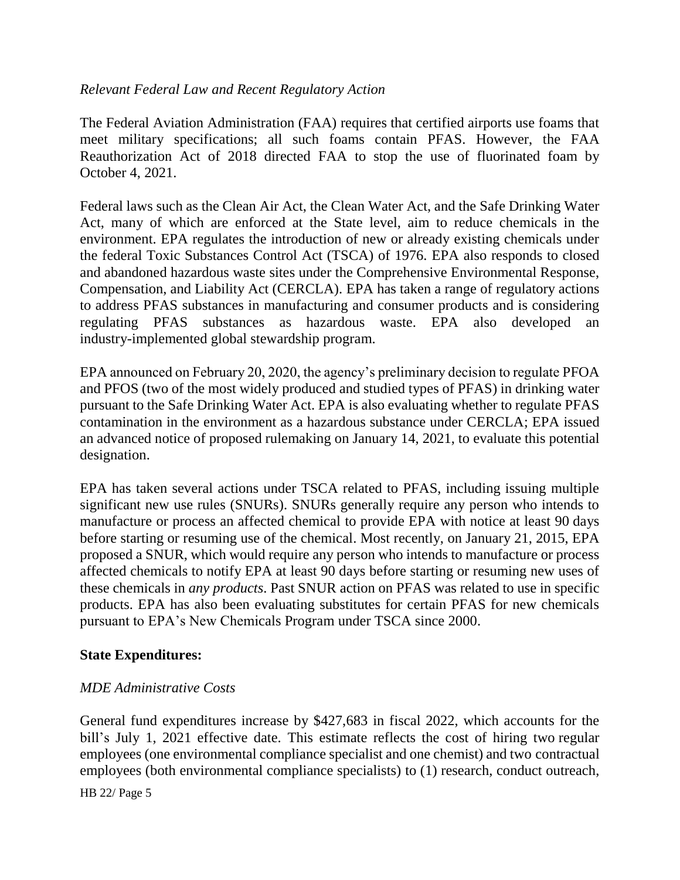*Relevant Federal Law and Recent Regulatory Action*

The Federal Aviation Administration (FAA) requires that certified airports use foams that meet military specifications; all such foams contain PFAS. However, the FAA Reauthorization Act of 2018 directed FAA to stop the use of fluorinated foam by October 4, 2021.

Federal laws such as the Clean Air Act, the Clean Water Act, and the Safe Drinking Water Act, many of which are enforced at the State level, aim to reduce chemicals in the environment. EPA regulates the introduction of new or already existing chemicals under the federal Toxic Substances Control Act (TSCA) of 1976. EPA also responds to closed and abandoned hazardous waste sites under the Comprehensive Environmental Response, Compensation, and Liability Act (CERCLA). EPA has taken a range of regulatory actions to address PFAS substances in manufacturing and consumer products and is considering regulating PFAS substances as hazardous waste. EPA also developed an industry-implemented global stewardship program.

EPA announced on February 20, 2020, the agency's preliminary decision to regulate PFOA and PFOS (two of the most widely produced and studied types of PFAS) in drinking water pursuant to the Safe Drinking Water Act. EPA is also evaluating whether to regulate PFAS contamination in the environment as a hazardous substance under CERCLA; EPA issued an advanced notice of proposed rulemaking on January 14, 2021, to evaluate this potential designation.

EPA has taken several actions under TSCA related to PFAS, including issuing multiple significant new use rules (SNURs). SNURs generally require any person who intends to manufacture or process an affected chemical to provide EPA with notice at least 90 days before starting or resuming use of the chemical. Most recently, on January 21, 2015, EPA proposed a SNUR, which would require any person who intends to manufacture or process affected chemicals to notify EPA at least 90 days before starting or resuming new uses of these chemicals in *any products*. Past SNUR action on PFAS was related to use in specific products. EPA has also been evaluating substitutes for certain PFAS for new chemicals pursuant to EPA's New Chemicals Program under TSCA since 2000.

**State Expenditures:**

*MDE Administrative Costs*

General fund expenditures increase by $427,683 in fiscal 2022, which accounts for the bill's July 1, 2021 effective date. This estimate reflects the cost of hiring two regular employees (one environmental compliance specialist and one chemist) and two contractual employees (both environmental compliance specialists) to (1) research, conduct outreach,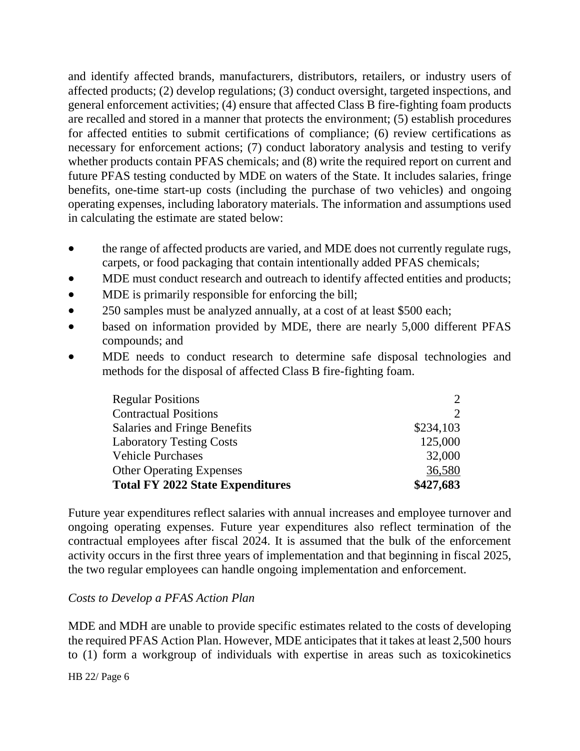and identify affected brands, manufacturers, distributors, retailers, or industry users of affected products; (2) develop regulations; (3) conduct oversight, targeted inspections, and general enforcement activities; (4) ensure that affected Class B fire-fighting foam products are recalled and stored in a manner that protects the environment; (5) establish procedures for affected entities to submit certifications of compliance; (6) review certifications as necessary for enforcement actions; (7) conduct laboratory analysis and testing to verify whether products contain PFAS chemicals; and (8) write the required report on current and future PFAS testing conducted by MDE on waters of the State. It includes salaries, fringe benefits, one-time start-up costs (including the purchase of two vehicles) and ongoing operating expenses, including laboratory materials. The information and assumptions used in calculating the estimate are stated below:

- the range of affected products are varied, and MDE does not currently regulate rugs, carpets, or food packaging that contain intentionally added PFAS chemicals;
- MDE must conduct research and outreach to identify affected entities and products;
- MDE is primarily responsible for enforcing the bill;
- 250 samples must be analyzed annually, at a cost of at least $500 each;
- based on information provided by MDE, there are nearly 5,000 different PFAS compounds; and
- MDE needs to conduct research to determine safe disposal technologies and methods for the disposal of affected Class B fire-fighting foam.

| | |
|---|---|
| Regular Positions | 2 |
| Contractual Positions | 2 |
| Salaries and Fringe Benefits | $234,103 |
| Laboratory Testing Costs | 125,000 |
| Vehicle Purchases | 32,000 |
| Other Operating Expenses | 36,580 |
| **Total FY 2022 State Expenditures** | **$427,683** |

Future year expenditures reflect salaries with annual increases and employee turnover and ongoing operating expenses. Future year expenditures also reflect termination of the contractual employees after fiscal 2024. It is assumed that the bulk of the enforcement activity occurs in the first three years of implementation and that beginning in fiscal 2025, the two regular employees can handle ongoing implementation and enforcement.

*Costs to Develop a PFAS Action Plan*

MDE and MDH are unable to provide specific estimates related to the costs of developing the required PFAS Action Plan. However, MDE anticipates that it takes at least 2,500 hours to (1) form a workgroup of individuals with expertise in areas such as toxicokinetics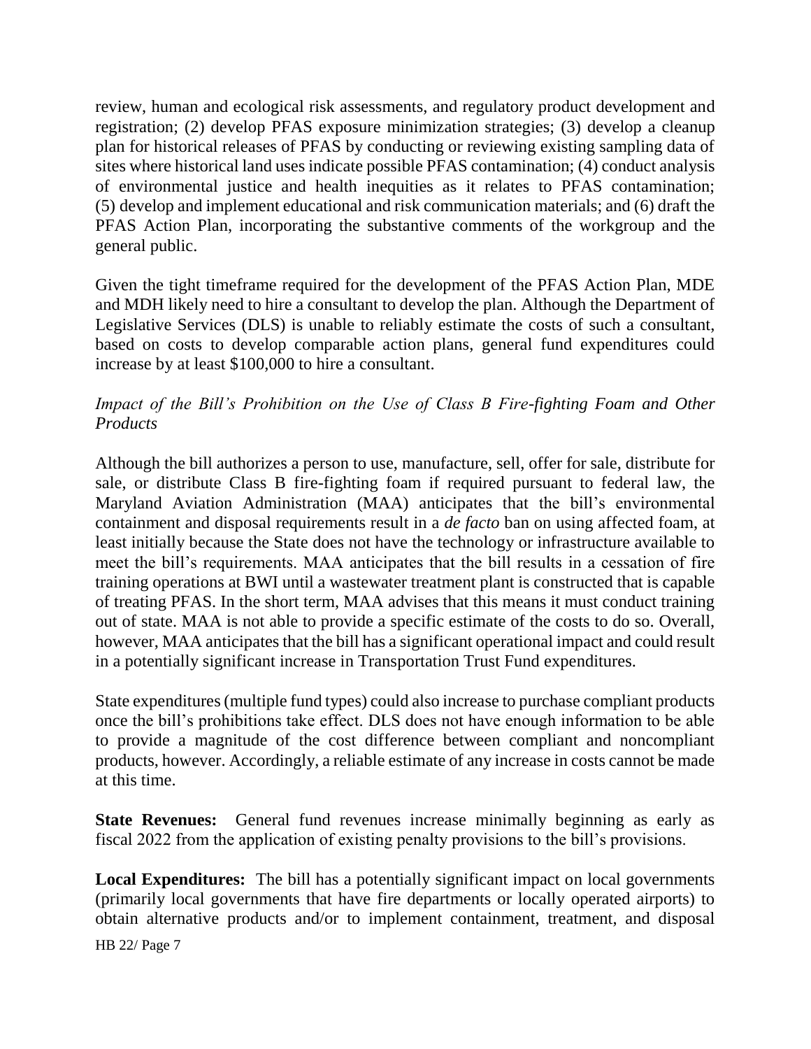review, human and ecological risk assessments, and regulatory product development and registration; (2) develop PFAS exposure minimization strategies; (3) develop a cleanup plan for historical releases of PFAS by conducting or reviewing existing sampling data of sites where historical land uses indicate possible PFAS contamination; (4) conduct analysis of environmental justice and health inequities as it relates to PFAS contamination; (5) develop and implement educational and risk communication materials; and (6) draft the PFAS Action Plan, incorporating the substantive comments of the workgroup and the general public.

Given the tight timeframe required for the development of the PFAS Action Plan, MDE and MDH likely need to hire a consultant to develop the plan. Although the Department of Legislative Services (DLS) is unable to reliably estimate the costs of such a consultant, based on costs to develop comparable action plans, general fund expenditures could increase by at least $100,000 to hire a consultant.

*Impact of the Bill's Prohibition on the Use of Class B Fire-fighting Foam and Other Products*

Although the bill authorizes a person to use, manufacture, sell, offer for sale, distribute for sale, or distribute Class B fire-fighting foam if required pursuant to federal law, the Maryland Aviation Administration (MAA) anticipates that the bill's environmental containment and disposal requirements result in a *de facto* ban on using affected foam, at least initially because the State does not have the technology or infrastructure available to meet the bill's requirements. MAA anticipates that the bill results in a cessation of fire training operations at BWI until a wastewater treatment plant is constructed that is capable of treating PFAS. In the short term, MAA advises that this means it must conduct training out of state. MAA is not able to provide a specific estimate of the costs to do so. Overall, however, MAA anticipates that the bill has a significant operational impact and could result in a potentially significant increase in Transportation Trust Fund expenditures.

State expenditures (multiple fund types) could also increase to purchase compliant products once the bill's prohibitions take effect. DLS does not have enough information to be able to provide a magnitude of the cost difference between compliant and noncompliant products, however. Accordingly, a reliable estimate of any increase in costs cannot be made at this time.

**State Revenues:** General fund revenues increase minimally beginning as early as fiscal 2022 from the application of existing penalty provisions to the bill's provisions.

**Local Expenditures:** The bill has a potentially significant impact on local governments (primarily local governments that have fire departments or locally operated airports) to obtain alternative products and/or to implement containment, treatment, and disposal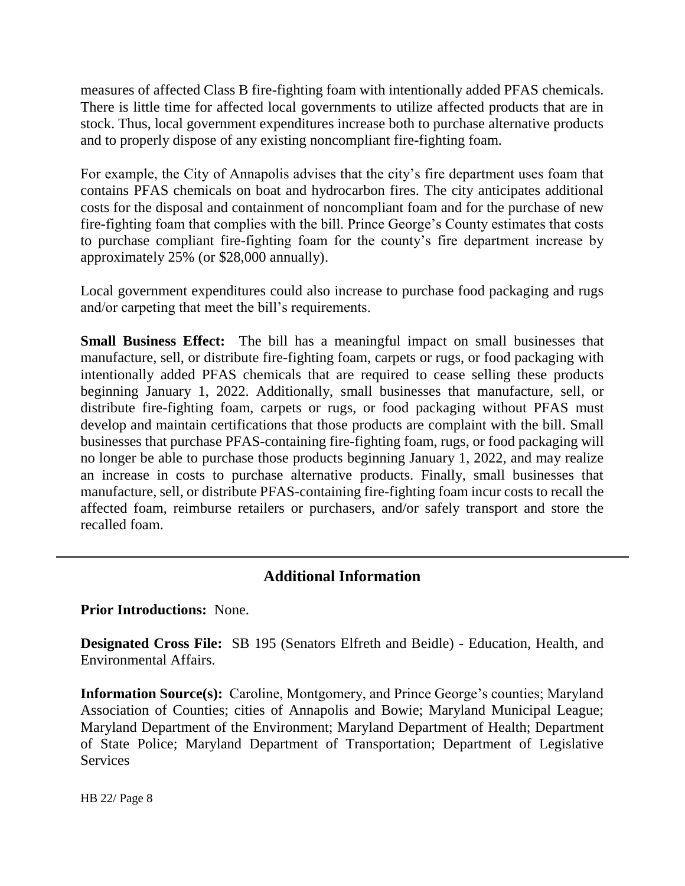measures of affected Class B fire-fighting foam with intentionally added PFAS chemicals. There is little time for affected local governments to utilize affected products that are in stock. Thus, local government expenditures increase both to purchase alternative products and to properly dispose of any existing noncompliant fire-fighting foam.

For example, the City of Annapolis advises that the city's fire department uses foam that contains PFAS chemicals on boat and hydrocarbon fires. The city anticipates additional costs for the disposal and containment of noncompliant foam and for the purchase of new fire-fighting foam that complies with the bill. Prince George's County estimates that costs to purchase compliant fire-fighting foam for the county's fire department increase by approximately 25% (or $28,000 annually).

Local government expenditures could also increase to purchase food packaging and rugs and/or carpeting that meet the bill's requirements.

**Small Business Effect:** The bill has a meaningful impact on small businesses that manufacture, sell, or distribute fire-fighting foam, carpets or rugs, or food packaging with intentionally added PFAS chemicals that are required to cease selling these products beginning January 1, 2022. Additionally, small businesses that manufacture, sell, or distribute fire-fighting foam, carpets or rugs, or food packaging without PFAS must develop and maintain certifications that those products are complaint with the bill. Small businesses that purchase PFAS-containing fire-fighting foam, rugs, or food packaging will no longer be able to purchase those products beginning January 1, 2022, and may realize an increase in costs to purchase alternative products. Finally, small businesses that manufacture, sell, or distribute PFAS-containing fire-fighting foam incur costs to recall the affected foam, reimburse retailers or purchasers, and/or safely transport and store the recalled foam.

## Additional Information

**Prior Introductions:** None.

**Designated Cross File:** SB 195 (Senators Elfreth and Beidle) - Education, Health, and Environmental Affairs.

**Information Source(s):** Caroline, Montgomery, and Prince George's counties; Maryland Association of Counties; cities of Annapolis and Bowie; Maryland Municipal League; Maryland Department of the Environment; Maryland Department of Health; Department of State Police; Maryland Department of Transportation; Department of Legislative Services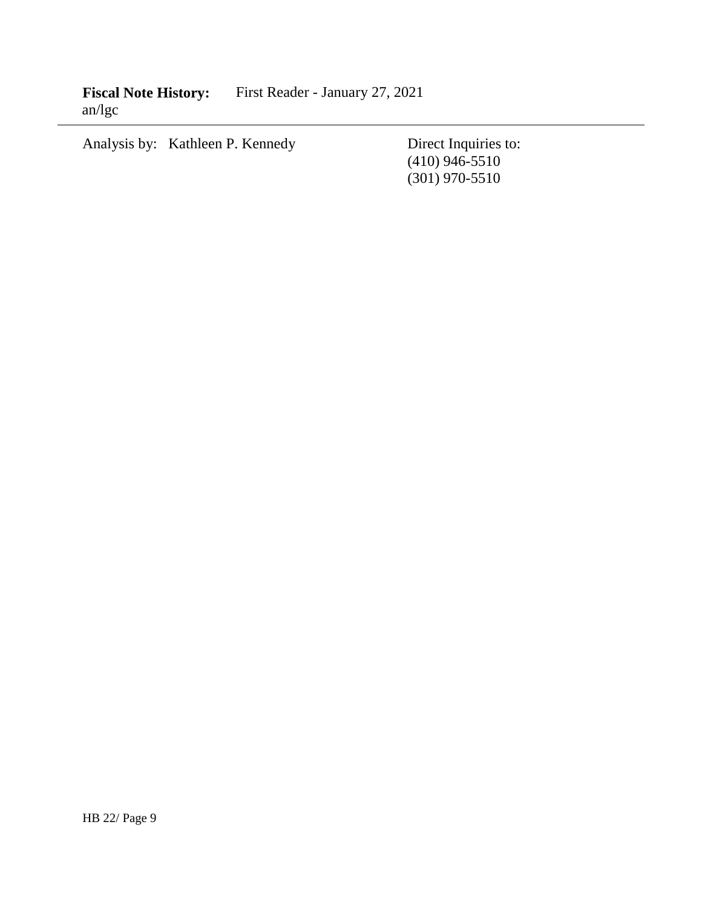**Fiscal Note History:** First Reader - January 27, 2021
an/lgc

---

Analysis by: Kathleen P. Kennedy

Direct Inquiries to:
(410) 946-5510
(301) 970-5510